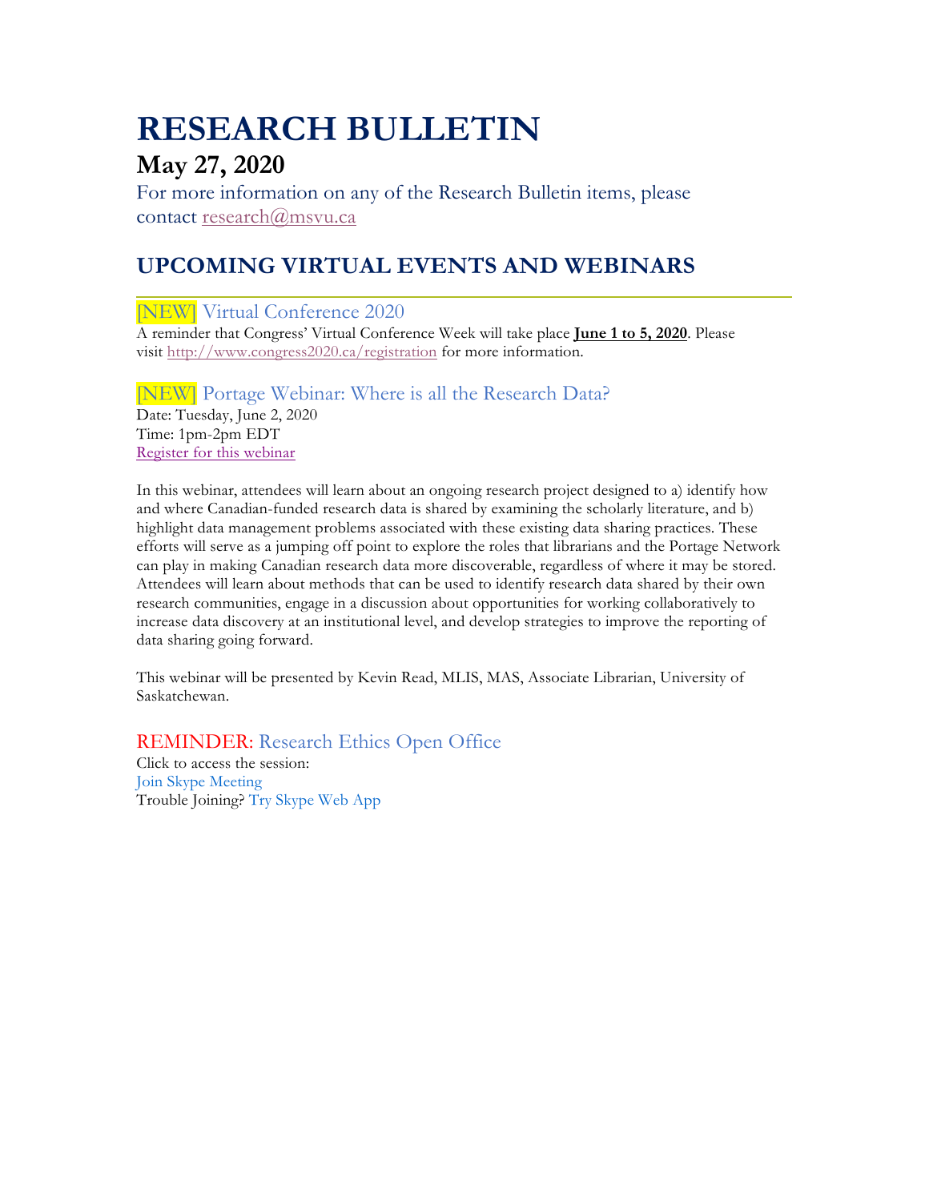# RESEARCH BULLETIN

## May 27, 2020

For more information on any of the Research Bulletin items, please contact research@msvu.ca

## UPCOMING VIRTUAL EVENTS AND WEBINARS

### [NEW] Virtual Conference 2020

A reminder that Congress' Virtual Conference Week will take place **June 1 to 5, 2020**. Please visit http://www.congress2020.ca/registration for more information.

### [NEW] Portage Webinar: Where is all the Research Data?

Date: Tuesday, June 2, 2020
Time: 1pm-2pm EDT
Register for this webinar

In this webinar, attendees will learn about an ongoing research project designed to a) identify how and where Canadian-funded research data is shared by examining the scholarly literature, and b) highlight data management problems associated with these existing data sharing practices. These efforts will serve as a jumping off point to explore the roles that librarians and the Portage Network can play in making Canadian research data more discoverable, regardless of where it may be stored. Attendees will learn about methods that can be used to identify research data shared by their own research communities, engage in a discussion about opportunities for working collaboratively to increase data discovery at an institutional level, and develop strategies to improve the reporting of data sharing going forward.

This webinar will be presented by Kevin Read, MLIS, MAS, Associate Librarian, University of Saskatchewan.

### REMINDER: Research Ethics Open Office

Click to access the session:
Join Skype Meeting
Trouble Joining? Try Skype Web App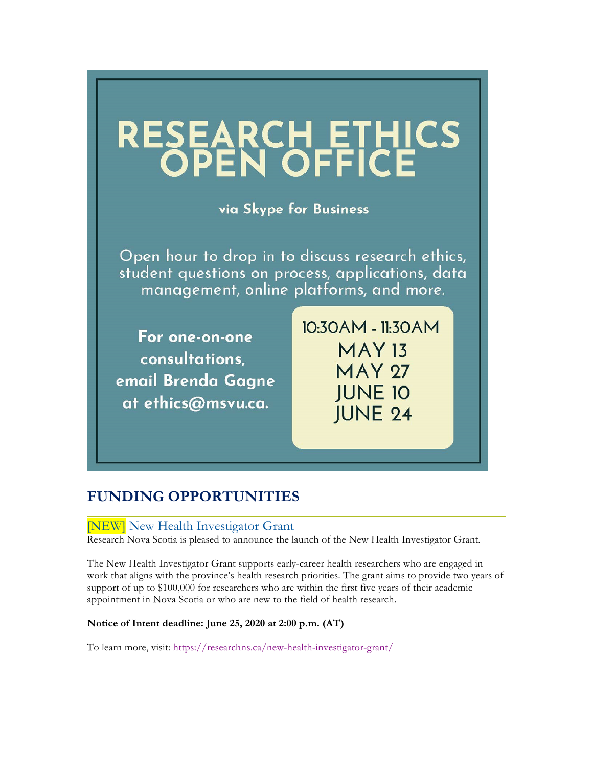# RESEARCH ETHICS OPEN OFFICE

via Skype for Business

Open hour to drop in to discuss research ethics, student questions on process, applications, data management, online platforms, and more.

**For one-on-one consultations, email Brenda Gagne at ethics@msvu.ca.**

10:30AM - 11:30AM
MAY 13
MAY 27
JUNE 10
JUNE 24

## FUNDING OPPORTUNITIES

### [NEW] New Health Investigator Grant

Research Nova Scotia is pleased to announce the launch of the New Health Investigator Grant.

The New Health Investigator Grant supports early-career health researchers who are engaged in work that aligns with the province's health research priorities. The grant aims to provide two years of support of up to $100,000 for researchers who are within the first five years of their academic appointment in Nova Scotia or who are new to the field of health research.

**Notice of Intent deadline: June 25, 2020 at 2:00 p.m. (AT)**

To learn more, visit: https://researchns.ca/new-health-investigator-grant/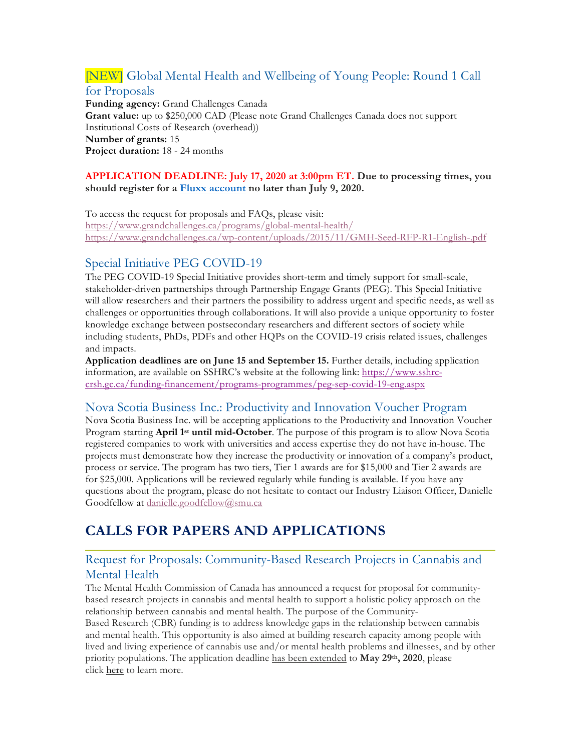### [NEW] Global Mental Health and Wellbeing of Young People: Round 1 Call for Proposals

**Funding agency:** Grand Challenges Canada
**Grant value:** up to $250,000 CAD (Please note Grand Challenges Canada does not support Institutional Costs of Research (overhead))
**Number of grants:** 15
**Project duration:** 18 - 24 months

**APPLICATION DEADLINE: July 17, 2020 at 3:00pm ET. Due to processing times, you should register for a Fluxx account no later than July 9, 2020.**

To access the request for proposals and FAQs, please visit:
https://www.grandchallenges.ca/programs/global-mental-health/
https://www.grandchallenges.ca/wp-content/uploads/2015/11/GMH-Seed-RFP-R1-English-.pdf

### Special Initiative PEG COVID-19

The PEG COVID-19 Special Initiative provides short-term and timely support for small-scale, stakeholder-driven partnerships through Partnership Engage Grants (PEG). This Special Initiative will allow researchers and their partners the possibility to address urgent and specific needs, as well as challenges or opportunities through collaborations. It will also provide a unique opportunity to foster knowledge exchange between postsecondary researchers and different sectors of society while including students, PhDs, PDFs and other HQPs on the COVID-19 crisis related issues, challenges and impacts.
**Application deadlines are on June 15 and September 15.** Further details, including application information, are available on SSHRC's website at the following link: https://www.sshrc-crsh.gc.ca/funding-financement/programs-programmes/peg-sep-covid-19-eng.aspx

### Nova Scotia Business Inc.: Productivity and Innovation Voucher Program

Nova Scotia Business Inc. will be accepting applications to the Productivity and Innovation Voucher Program starting **April 1st until mid-October**. The purpose of this program is to allow Nova Scotia registered companies to work with universities and access expertise they do not have in-house. The projects must demonstrate how they increase the productivity or innovation of a company's product, process or service. The program has two tiers, Tier 1 awards are for $15,000 and Tier 2 awards are for $25,000. Applications will be reviewed regularly while funding is available. If you have any questions about the program, please do not hesitate to contact our Industry Liaison Officer, Danielle Goodfellow at danielle.goodfellow@smu.ca

## CALLS FOR PAPERS AND APPLICATIONS

### Request for Proposals: Community-Based Research Projects in Cannabis and Mental Health

The Mental Health Commission of Canada has announced a request for proposal for community-based research projects in cannabis and mental health to support a holistic policy approach on the relationship between cannabis and mental health. The purpose of the Community-Based Research (CBR) funding is to address knowledge gaps in the relationship between cannabis and mental health. This opportunity is also aimed at building research capacity among people with lived and living experience of cannabis use and/or mental health problems and illnesses, and by other priority populations. The application deadline has been extended to **May 29th, 2020**, please click here to learn more.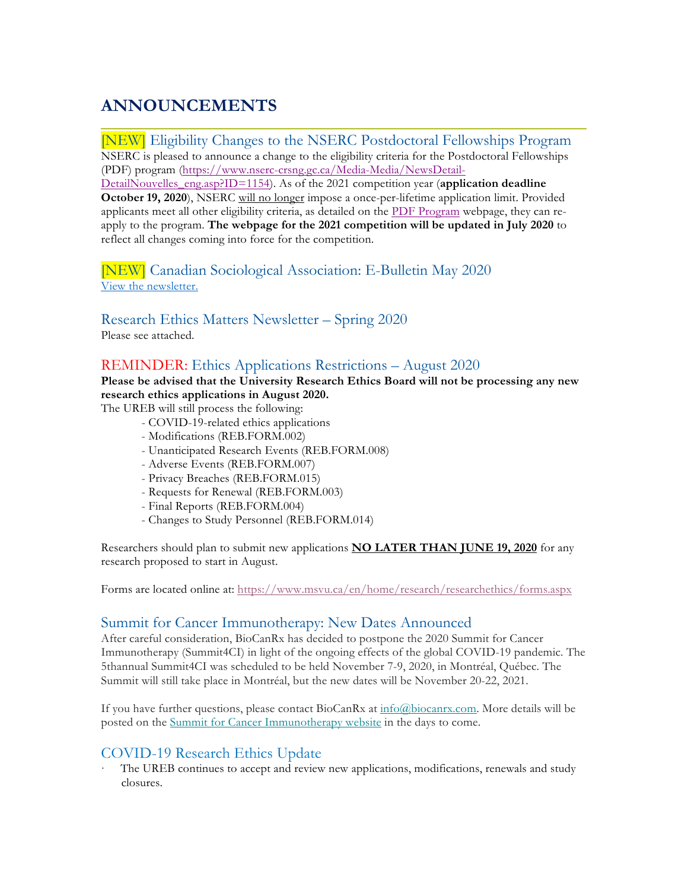# ANNOUNCEMENTS

## [NEW] Eligibility Changes to the NSERC Postdoctoral Fellowships Program

NSERC is pleased to announce a change to the eligibility criteria for the Postdoctoral Fellowships (PDF) program (https://www.nserc-crsng.gc.ca/Media-Media/NewsDetail-DetailNouvelles_eng.asp?ID=1154). As of the 2021 competition year (**application deadline October 19, 2020**), NSERC will no longer impose a once-per-lifetime application limit. Provided applicants meet all other eligibility criteria, as detailed on the PDF Program webpage, they can re-apply to the program. **The webpage for the 2021 competition will be updated in July 2020** to reflect all changes coming into force for the competition.

## [NEW] Canadian Sociological Association: E-Bulletin May 2020

View the newsletter.

## Research Ethics Matters Newsletter – Spring 2020

Please see attached.

## REMINDER: Ethics Applications Restrictions – August 2020

**Please be advised that the University Research Ethics Board will not be processing any new research ethics applications in August 2020.**

The UREB will still process the following:

- COVID-19-related ethics applications
- Modifications (REB.FORM.002)
- Unanticipated Research Events (REB.FORM.008)
- Adverse Events (REB.FORM.007)
- Privacy Breaches (REB.FORM.015)
- Requests for Renewal (REB.FORM.003)
- Final Reports (REB.FORM.004)
- Changes to Study Personnel (REB.FORM.014)

Researchers should plan to submit new applications **NO LATER THAN JUNE 19, 2020** for any research proposed to start in August.

Forms are located online at: https://www.msvu.ca/en/home/research/researchethics/forms.aspx

## Summit for Cancer Immunotherapy: New Dates Announced

After careful consideration, BioCanRx has decided to postpone the 2020 Summit for Cancer Immunotherapy (Summit4CI) in light of the ongoing effects of the global COVID-19 pandemic. The 5thannual Summit4CI was scheduled to be held November 7-9, 2020, in Montréal, Québec. The Summit will still take place in Montréal, but the new dates will be November 20-22, 2021.

If you have further questions, please contact BioCanRx at info@biocanrx.com. More details will be posted on the Summit for Cancer Immunotherapy website in the days to come.

## COVID-19 Research Ethics Update

- The UREB continues to accept and review new applications, modifications, renewals and study closures.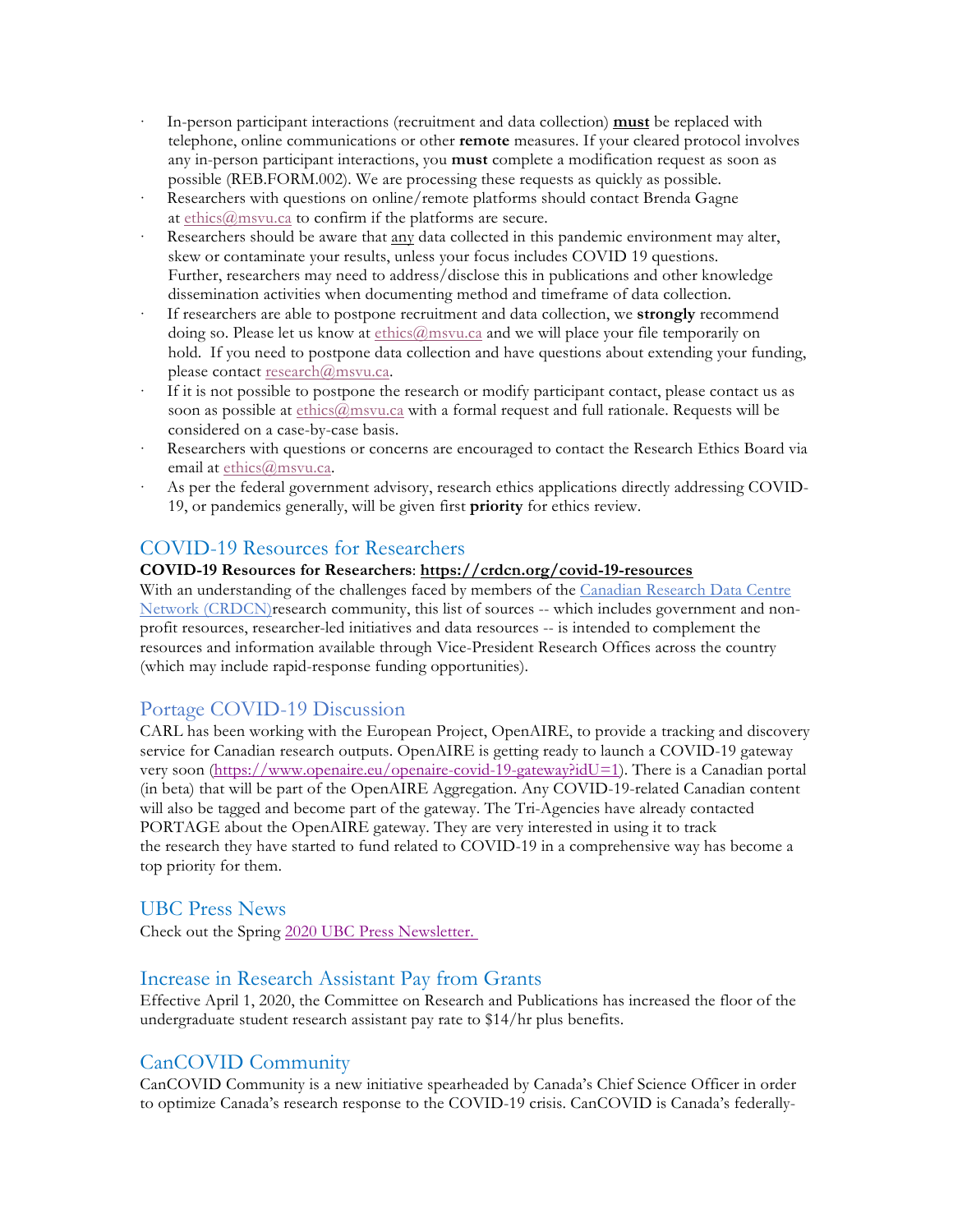- In-person participant interactions (recruitment and data collection) **must** be replaced with telephone, online communications or other **remote** measures. If your cleared protocol involves any in-person participant interactions, you **must** complete a modification request as soon as possible (REB.FORM.002). We are processing these requests as quickly as possible.
- Researchers with questions on online/remote platforms should contact Brenda Gagne at ethics@msvu.ca to confirm if the platforms are secure.
- Researchers should be aware that any data collected in this pandemic environment may alter, skew or contaminate your results, unless your focus includes COVID 19 questions. Further, researchers may need to address/disclose this in publications and other knowledge dissemination activities when documenting method and timeframe of data collection.
- If researchers are able to postpone recruitment and data collection, we **strongly** recommend doing so. Please let us know at ethics@msvu.ca and we will place your file temporarily on hold. If you need to postpone data collection and have questions about extending your funding, please contact research@msvu.ca.
- If it is not possible to postpone the research or modify participant contact, please contact us as soon as possible at ethics@msvu.ca with a formal request and full rationale. Requests will be considered on a case-by-case basis.
- Researchers with questions or concerns are encouraged to contact the Research Ethics Board via email at ethics@msvu.ca.
- As per the federal government advisory, research ethics applications directly addressing COVID-19, or pandemics generally, will be given first **priority** for ethics review.

## COVID-19 Resources for Researchers

**COVID-19 Resources for Researchers**: **https://crdcn.org/covid-19-resources**

With an understanding of the challenges faced by members of the Canadian Research Data Centre Network (CRDCN)research community, this list of sources -- which includes government and non-profit resources, researcher-led initiatives and data resources -- is intended to complement the resources and information available through Vice-President Research Offices across the country (which may include rapid-response funding opportunities).

## Portage COVID-19 Discussion

CARL has been working with the European Project, OpenAIRE, to provide a tracking and discovery service for Canadian research outputs. OpenAIRE is getting ready to launch a COVID-19 gateway very soon (https://www.openaire.eu/openaire-covid-19-gateway?idU=1). There is a Canadian portal (in beta) that will be part of the OpenAIRE Aggregation. Any COVID-19-related Canadian content will also be tagged and become part of the gateway. The Tri-Agencies have already contacted PORTAGE about the OpenAIRE gateway. They are very interested in using it to track the research they have started to fund related to COVID-19 in a comprehensive way has become a top priority for them.

## UBC Press News

Check out the Spring 2020 UBC Press Newsletter.

## Increase in Research Assistant Pay from Grants

Effective April 1, 2020, the Committee on Research and Publications has increased the floor of the undergraduate student research assistant pay rate to $14/hr plus benefits.

## CanCOVID Community

CanCOVID Community is a new initiative spearheaded by Canada's Chief Science Officer in order to optimize Canada's research response to the COVID-19 crisis. CanCOVID is Canada's federally-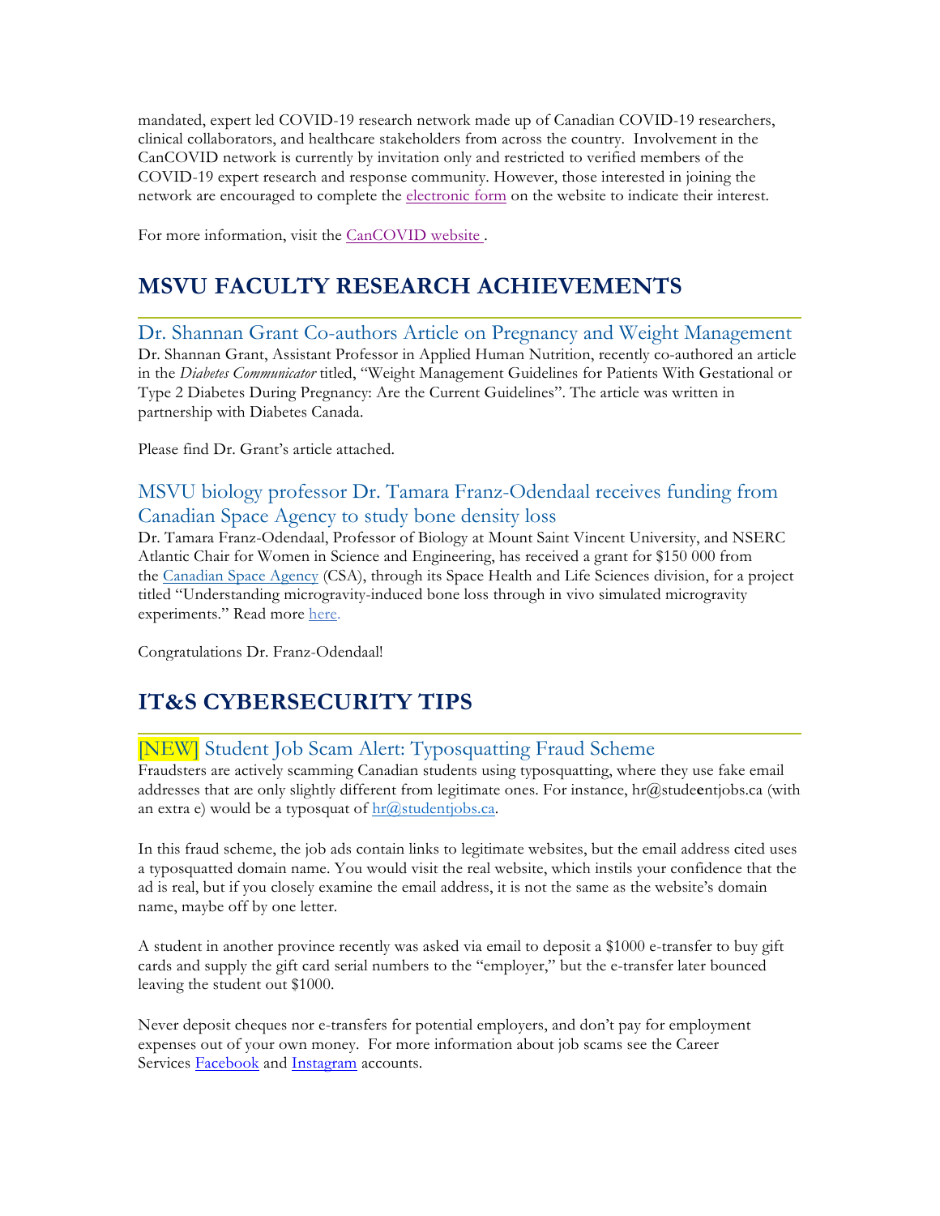mandated, expert led COVID-19 research network made up of Canadian COVID-19 researchers, clinical collaborators, and healthcare stakeholders from across the country. Involvement in the CanCOVID network is currently by invitation only and restricted to verified members of the COVID-19 expert research and response community. However, those interested in joining the network are encouraged to complete the electronic form on the website to indicate their interest.

For more information, visit the CanCOVID website .

## MSVU FACULTY RESEARCH ACHIEVEMENTS

### Dr. Shannan Grant Co-authors Article on Pregnancy and Weight Management

Dr. Shannan Grant, Assistant Professor in Applied Human Nutrition, recently co-authored an article in the *Diabetes Communicator* titled, "Weight Management Guidelines for Patients With Gestational or Type 2 Diabetes During Pregnancy: Are the Current Guidelines". The article was written in partnership with Diabetes Canada.

Please find Dr. Grant's article attached.

### MSVU biology professor Dr. Tamara Franz-Odendaal receives funding from Canadian Space Agency to study bone density loss

Dr. Tamara Franz-Odendaal, Professor of Biology at Mount Saint Vincent University, and NSERC Atlantic Chair for Women in Science and Engineering, has received a grant for $150 000 from the Canadian Space Agency (CSA), through its Space Health and Life Sciences division, for a project titled "Understanding microgravity-induced bone loss through in vivo simulated microgravity experiments." Read more here.

Congratulations Dr. Franz-Odendaal!

## IT&S CYBERSECURITY TIPS

### [NEW] Student Job Scam Alert: Typosquatting Fraud Scheme

Fraudsters are actively scamming Canadian students using typosquatting, where they use fake email addresses that are only slightly different from legitimate ones. For instance, hr@stude**e**ntjobs.ca (with an extra e) would be a typosquat of hr@studentjobs.ca.

In this fraud scheme, the job ads contain links to legitimate websites, but the email address cited uses a typosquatted domain name. You would visit the real website, which instils your confidence that the ad is real, but if you closely examine the email address, it is not the same as the website's domain name, maybe off by one letter.

A student in another province recently was asked via email to deposit a $1000 e-transfer to buy gift cards and supply the gift card serial numbers to the "employer," but the e-transfer later bounced leaving the student out $1000.

Never deposit cheques nor e-transfers for potential employers, and don't pay for employment expenses out of your own money. For more information about job scams see the Career Services Facebook and Instagram accounts.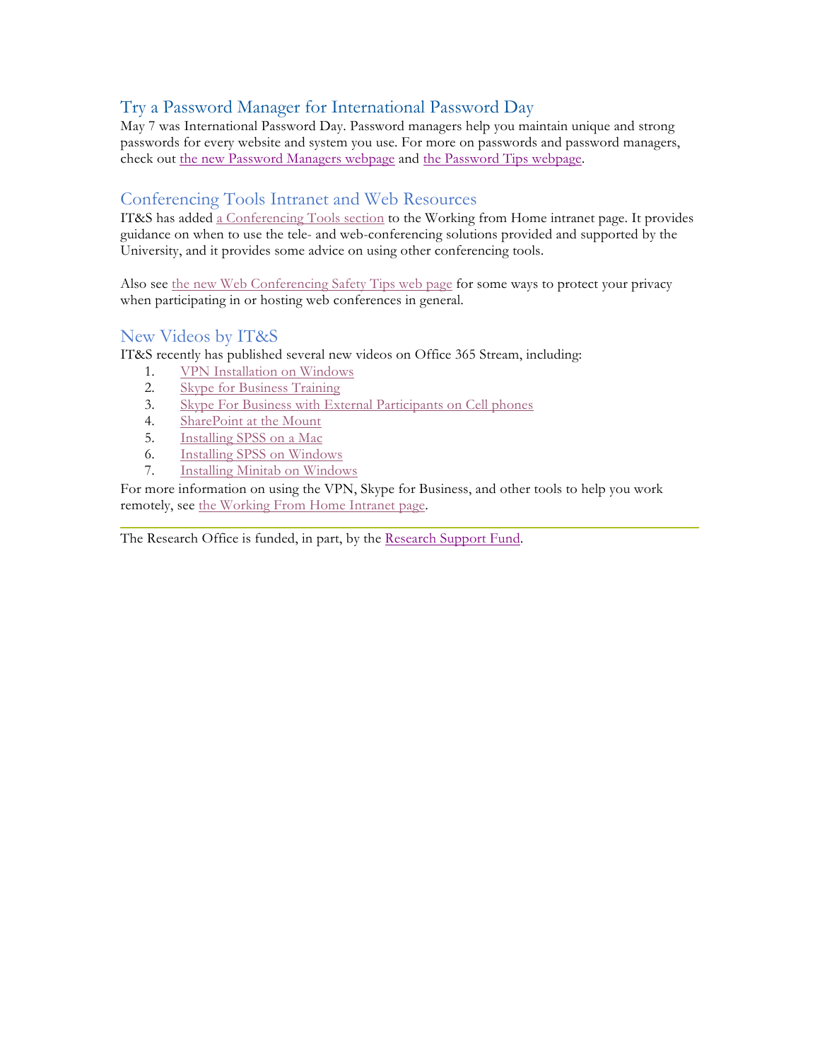## Try a Password Manager for International Password Day

May 7 was International Password Day. Password managers help you maintain unique and strong passwords for every website and system you use. For more on passwords and password managers, check out the new Password Managers webpage and the Password Tips webpage.

## Conferencing Tools Intranet and Web Resources

IT&S has added a Conferencing Tools section to the Working from Home intranet page. It provides guidance on when to use the tele- and web-conferencing solutions provided and supported by the University, and it provides some advice on using other conferencing tools.

Also see the new Web Conferencing Safety Tips web page for some ways to protect your privacy when participating in or hosting web conferences in general.

## New Videos by IT&S

IT&S recently has published several new videos on Office 365 Stream, including:

1. VPN Installation on Windows
2. Skype for Business Training
3. Skype For Business with External Participants on Cell phones
4. SharePoint at the Mount
5. Installing SPSS on a Mac
6. Installing SPSS on Windows
7. Installing Minitab on Windows

For more information on using the VPN, Skype for Business, and other tools to help you work remotely, see the Working From Home Intranet page.

---

The Research Office is funded, in part, by the Research Support Fund.